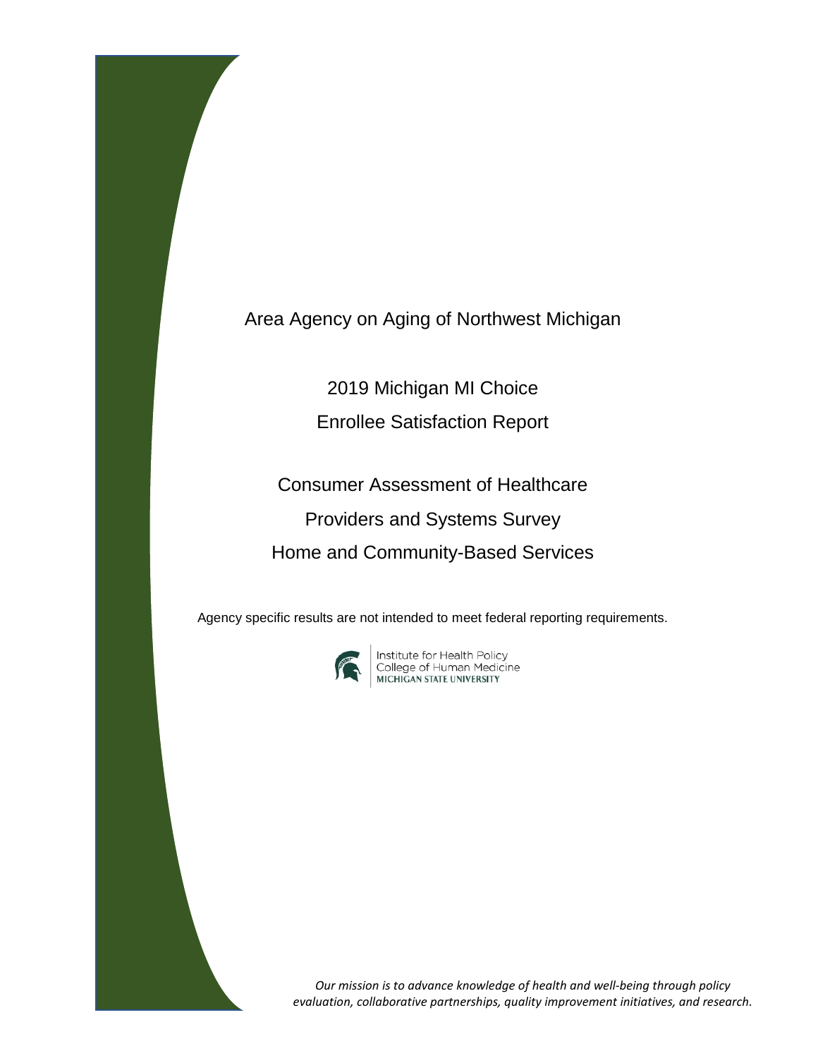# Area Agency on Aging of Northwest Michigan

## 2019 Michigan MI Choice

## Enrollee Satisfaction Report

## Consumer Assessment of Healthcare Providers and Systems Survey Home and Community-Based Services

Agency specific results are not intended to meet federal reporting requirements.

Institute for Health Policy
College of Human Medicine
MICHIGAN STATE UNIVERSITY

*Our mission is to advance knowledge of health and well-being through policy evaluation, collaborative partnerships, quality improvement initiatives, and research.*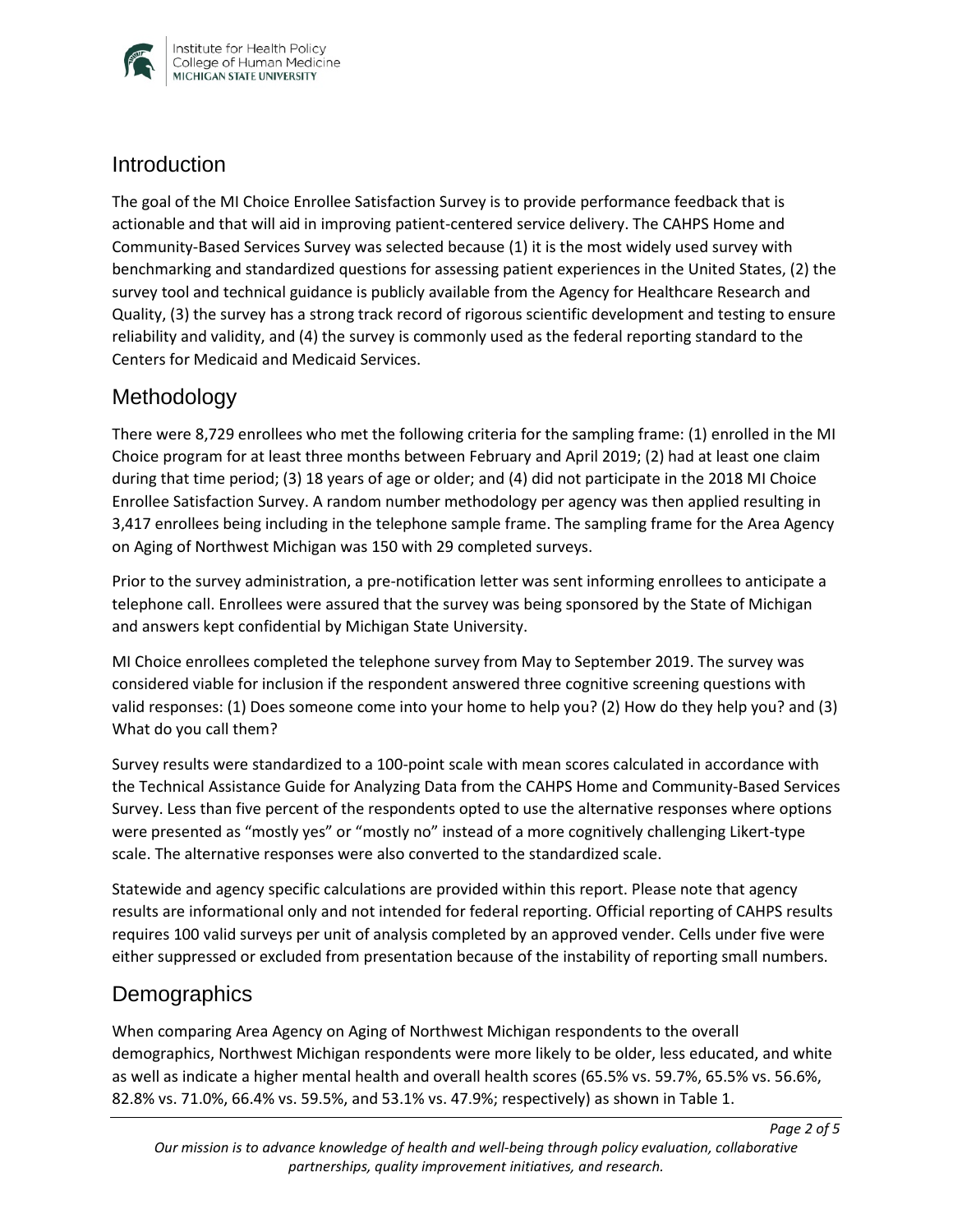## Introduction

The goal of the MI Choice Enrollee Satisfaction Survey is to provide performance feedback that is actionable and that will aid in improving patient-centered service delivery. The CAHPS Home and Community-Based Services Survey was selected because (1) it is the most widely used survey with benchmarking and standardized questions for assessing patient experiences in the United States, (2) the survey tool and technical guidance is publicly available from the Agency for Healthcare Research and Quality, (3) the survey has a strong track record of rigorous scientific development and testing to ensure reliability and validity, and (4) the survey is commonly used as the federal reporting standard to the Centers for Medicaid and Medicaid Services.

## Methodology

There were 8,729 enrollees who met the following criteria for the sampling frame: (1) enrolled in the MI Choice program for at least three months between February and April 2019; (2) had at least one claim during that time period; (3) 18 years of age or older; and (4) did not participate in the 2018 MI Choice Enrollee Satisfaction Survey. A random number methodology per agency was then applied resulting in 3,417 enrollees being including in the telephone sample frame. The sampling frame for the Area Agency on Aging of Northwest Michigan was 150 with 29 completed surveys.

Prior to the survey administration, a pre-notification letter was sent informing enrollees to anticipate a telephone call. Enrollees were assured that the survey was being sponsored by the State of Michigan and answers kept confidential by Michigan State University.

MI Choice enrollees completed the telephone survey from May to September 2019. The survey was considered viable for inclusion if the respondent answered three cognitive screening questions with valid responses: (1) Does someone come into your home to help you? (2) How do they help you? and (3) What do you call them?

Survey results were standardized to a 100-point scale with mean scores calculated in accordance with the Technical Assistance Guide for Analyzing Data from the CAHPS Home and Community-Based Services Survey. Less than five percent of the respondents opted to use the alternative responses where options were presented as "mostly yes" or "mostly no" instead of a more cognitively challenging Likert-type scale. The alternative responses were also converted to the standardized scale.

Statewide and agency specific calculations are provided within this report. Please note that agency results are informational only and not intended for federal reporting. Official reporting of CAHPS results requires 100 valid surveys per unit of analysis completed by an approved vender. Cells under five were either suppressed or excluded from presentation because of the instability of reporting small numbers.

## Demographics

When comparing Area Agency on Aging of Northwest Michigan respondents to the overall demographics, Northwest Michigan respondents were more likely to be older, less educated, and white as well as indicate a higher mental health and overall health scores (65.5% vs. 59.7%, 65.5% vs. 56.6%, 82.8% vs. 71.0%, 66.4% vs. 59.5%, and 53.1% vs. 47.9%; respectively) as shown in Table 1.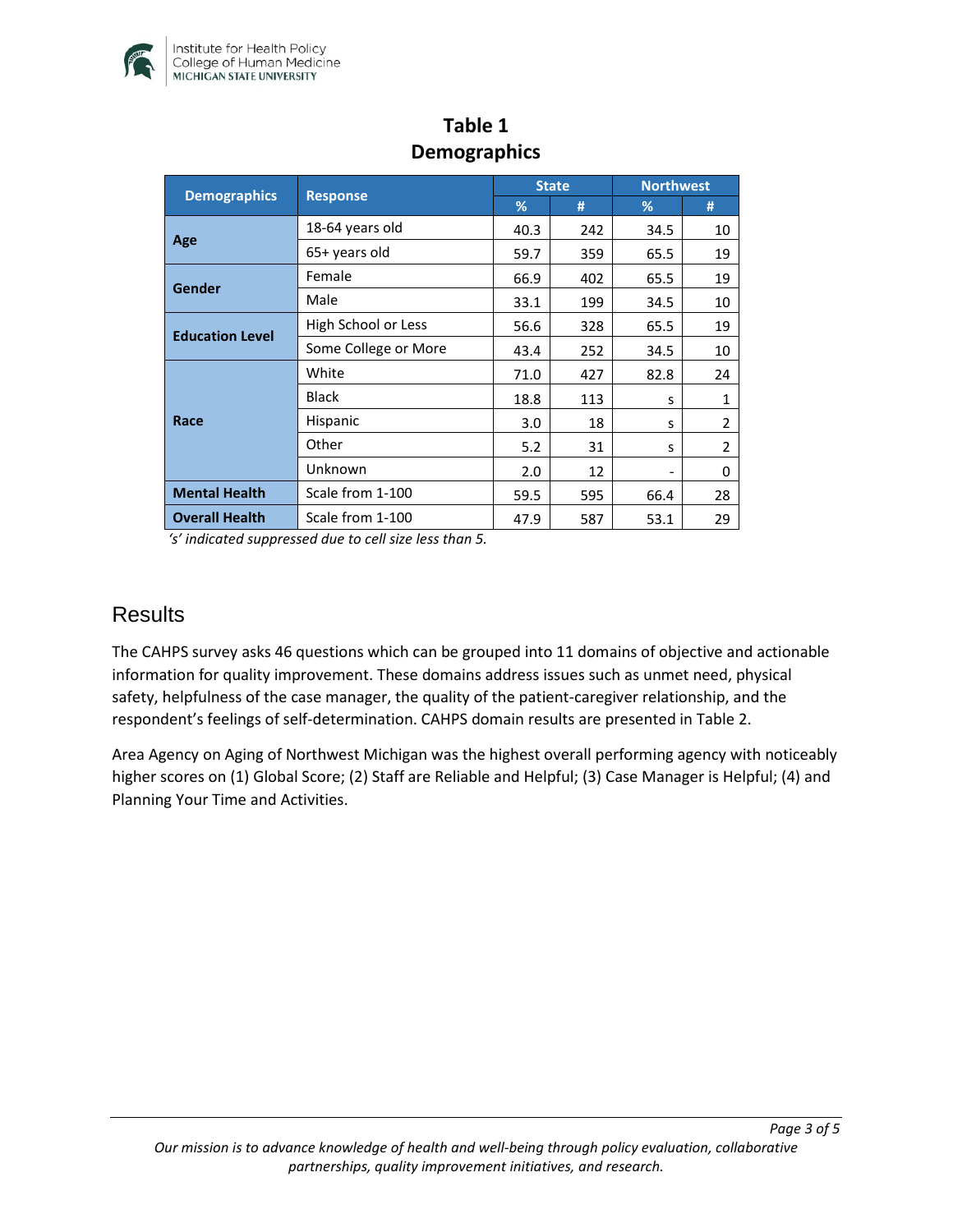**Table 1**
**Demographics**

| Demographics | Response | State | | Northwest | |
|---|---|---|---|---|---|
| | | % | # | % | # |
| Age | 18-64 years old | 40.3 | 242 | 34.5 | 10 |
| | 65+ years old | 59.7 | 359 | 65.5 | 19 |
| Gender | Female | 66.9 | 402 | 65.5 | 19 |
| | Male | 33.1 | 199 | 34.5 | 10 |
| Education Level | High School or Less | 56.6 | 328 | 65.5 | 19 |
| | Some College or More | 43.4 | 252 | 34.5 | 10 |
| Race | White | 71.0 | 427 | 82.8 | 24 |
| | Black | 18.8 | 113 | s | 1 |
| | Hispanic | 3.0 | 18 | s | 2 |
| | Other | 5.2 | 31 | s | 2 |
| | Unknown | 2.0 | 12 | - | 0 |
| Mental Health | Scale from 1-100 | 59.5 | 595 | 66.4 | 28 |
| Overall Health | Scale from 1-100 | 47.9 | 587 | 53.1 | 29 |

*'s' indicated suppressed due to cell size less than 5.*

## Results

The CAHPS survey asks 46 questions which can be grouped into 11 domains of objective and actionable information for quality improvement. These domains address issues such as unmet need, physical safety, helpfulness of the case manager, the quality of the patient-caregiver relationship, and the respondent's feelings of self-determination. CAHPS domain results are presented in Table 2.

Area Agency on Aging of Northwest Michigan was the highest overall performing agency with noticeably higher scores on (1) Global Score; (2) Staff are Reliable and Helpful; (3) Case Manager is Helpful; (4) and Planning Your Time and Activities.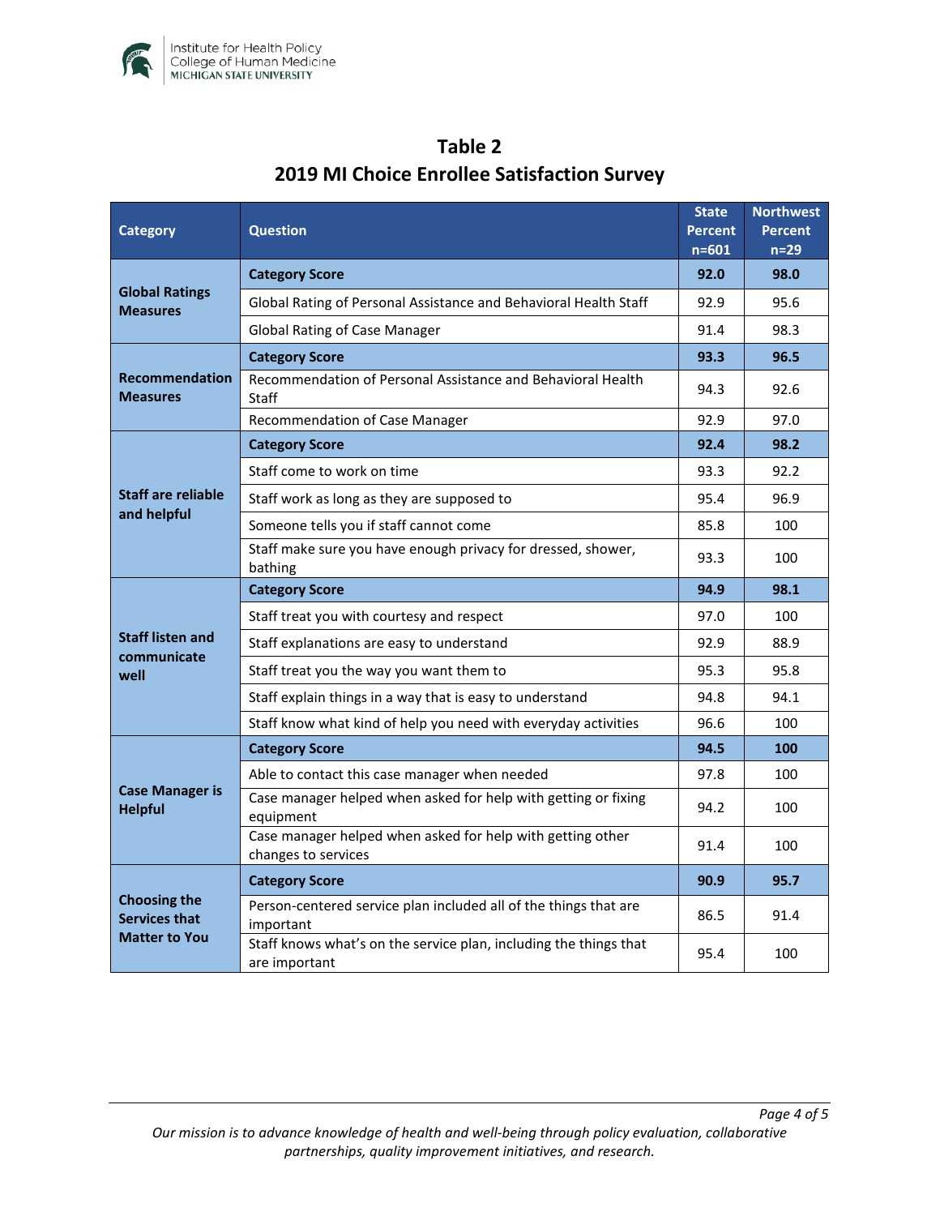## Table 2

## 2019 MI Choice Enrollee Satisfaction Survey

| Category | Question | State Percent n=601 | Northwest Percent n=29 |
|---|---|---|---|
| **Global Ratings Measures** | **Category Score** | **92.0** | **98.0** |
| | Global Rating of Personal Assistance and Behavioral Health Staff | 92.9 | 95.6 |
| | Global Rating of Case Manager | 91.4 | 98.3 |
| **Recommendation Measures** | **Category Score** | **93.3** | **96.5** |
| | Recommendation of Personal Assistance and Behavioral Health Staff | 94.3 | 92.6 |
| | Recommendation of Case Manager | 92.9 | 97.0 |
| **Staff are reliable and helpful** | **Category Score** | **92.4** | **98.2** |
| | Staff come to work on time | 93.3 | 92.2 |
| | Staff work as long as they are supposed to | 95.4 | 96.9 |
| | Someone tells you if staff cannot come | 85.8 | 100 |
| | Staff make sure you have enough privacy for dressed, shower, bathing | 93.3 | 100 |
| **Staff listen and communicate well** | **Category Score** | **94.9** | **98.1** |
| | Staff treat you with courtesy and respect | 97.0 | 100 |
| | Staff explanations are easy to understand | 92.9 | 88.9 |
| | Staff treat you the way you want them to | 95.3 | 95.8 |
| | Staff explain things in a way that is easy to understand | 94.8 | 94.1 |
| | Staff know what kind of help you need with everyday activities | 96.6 | 100 |
| **Case Manager is Helpful** | **Category Score** | **94.5** | **100** |
| | Able to contact this case manager when needed | 97.8 | 100 |
| | Case manager helped when asked for help with getting or fixing equipment | 94.2 | 100 |
| | Case manager helped when asked for help with getting other changes to services | 91.4 | 100 |
| **Choosing the Services that Matter to You** | **Category Score** | **90.9** | **95.7** |
| | Person-centered service plan included all of the things that are important | 86.5 | 91.4 |
| | Staff knows what's on the service plan, including the things that are important | 95.4 | 100 |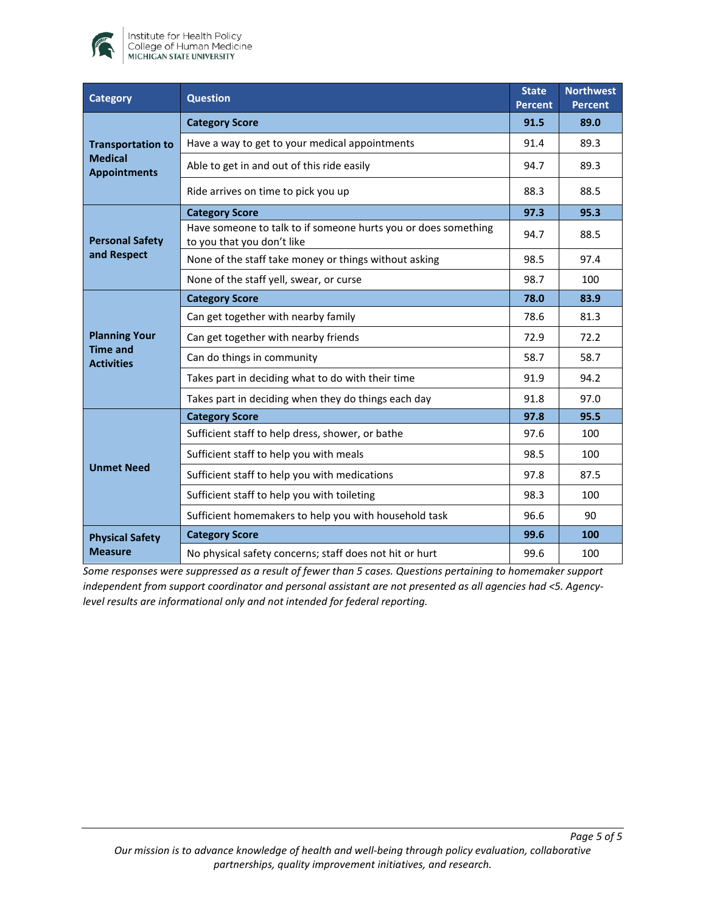| Category | Question | State Percent | Northwest Percent |
|---|---|---|---|
| Transportation to Medical Appointments | **Category Score** | **91.5** | **89.0** |
| | Have a way to get to your medical appointments | 91.4 | 89.3 |
| | Able to get in and out of this ride easily | 94.7 | 89.3 |
| | Ride arrives on time to pick you up | 88.3 | 88.5 |
| Personal Safety and Respect | **Category Score** | **97.3** | **95.3** |
| | Have someone to talk to if someone hurts you or does something to you that you don't like | 94.7 | 88.5 |
| | None of the staff take money or things without asking | 98.5 | 97.4 |
| | None of the staff yell, swear, or curse | 98.7 | 100 |
| Planning Your Time and Activities | **Category Score** | **78.0** | **83.9** |
| | Can get together with nearby family | 78.6 | 81.3 |
| | Can get together with nearby friends | 72.9 | 72.2 |
| | Can do things in community | 58.7 | 58.7 |
| | Takes part in deciding what to do with their time | 91.9 | 94.2 |
| | Takes part in deciding when they do things each day | 91.8 | 97.0 |
| Unmet Need | **Category Score** | **97.8** | **95.5** |
| | Sufficient staff to help dress, shower, or bathe | 97.6 | 100 |
| | Sufficient staff to help you with meals | 98.5 | 100 |
| | Sufficient staff to help you with medications | 97.8 | 87.5 |
| | Sufficient staff to help you with toileting | 98.3 | 100 |
| | Sufficient homemakers to help you with household task | 96.6 | 90 |
| Physical Safety Measure | **Category Score** | **99.6** | **100** |
| | No physical safety concerns; staff does not hit or hurt | 99.6 | 100 |

*Some responses were suppressed as a result of fewer than 5 cases. Questions pertaining to homemaker support independent from support coordinator and personal assistant are not presented as all agencies had <5. Agency-level results are informational only and not intended for federal reporting.*